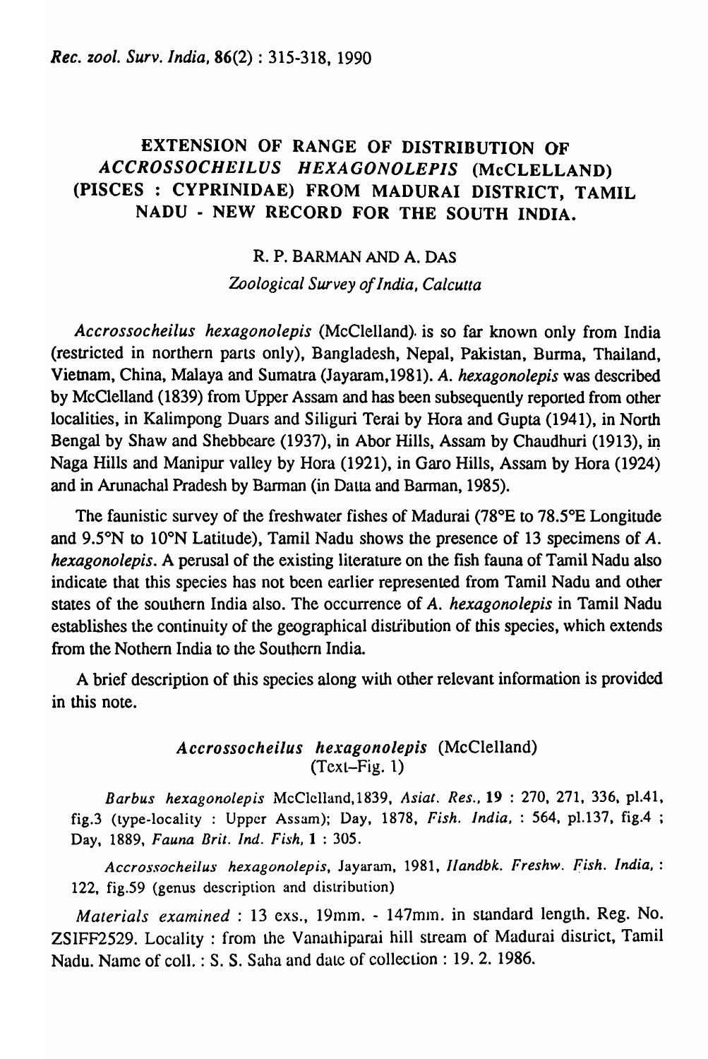# EXTENSION OF RANGE OF DISTRIBUTION OF *ACCROSSOCHEILUS HEXAGONOLEPIS* (McCLELLAND) (PISCES : CYPRINIDAE) FROM MADURAI DISTRICT, TAMIL NADU - NEW RECORD FOR THE SOUTH INDIA.

R. P. BARMAN AND A. DAS

*Zoological Survey of India, Calcutta*

*Accrossocheilus hexagonolepis* (McClelland). is so far known only from India (restricted in northern parts only), Bangladesh, Nepal, Pakistan, Burma, Thailand, Vietnam, China, Malaya and Sumatra (Jayaram,1981). *A. hexagonolepis* was described by McClelland (1839) from Upper Assam and has been subsequently reported from other localities, in Kalimpong Duars and Siliguri Terai by Hora and Gupta (1941), in North Bengal by Shaw and Shebbeare (1937), in Abor Hills, Assam by Chaudhuri (1913), in Naga Hills and Manipur valley by Hora (1921), in Garo Hills, Assam by Hora (1924) and in Arunachal Pradesh by Barman (in Datta and Barman, 1985).

The faunistic survey of the freshwater fishes of Madurai (78°E to 78.5°E Longitude and 9.5°N to 10°N Latitude), Tamil Nadu shows the presence of 13 specimens of *A. hexagonolepis*. A perusal of the existing literature on the fish fauna of Tamil Nadu also indicate that this species has not been earlier represented from Tamil Nadu and other states of the southern India also. The occurrence of *A. hexagonolepis* in Tamil Nadu establishes the continuity of the geographical distribution of this species, which extends from the Nothern India to the Southern India.

A brief description of this species along with other relevant information is provided in this note.

### *Accrossocheilus hexagonolepis* (McClelland)
(Text-Fig. 1)

*Barbus hexagonolepis* McClelland,1839, *Asiat. Res.*, **19** : 270, 271, 336, pl.41, fig.3 (type-locality : Upper Assam); Day, 1878, *Fish. India*, : 564, pl.137, fig.4 ; Day, 1889, *Fauna Brit. Ind. Fish*, **1** : 305.

*Accrossocheilus hexagonolepis*, Jayaram, 1981, *Handbk. Freshw. Fish. India*, : 122, fig.59 (genus description and distribution)

*Materials examined* : 13 exs., 19mm. - 147mm. in standard length. Reg. No. ZSIFF2529. Locality : from the Vanathiparai hill stream of Madurai district, Tamil Nadu. Name of coll. : S. S. Saha and date of collection : 19. 2. 1986.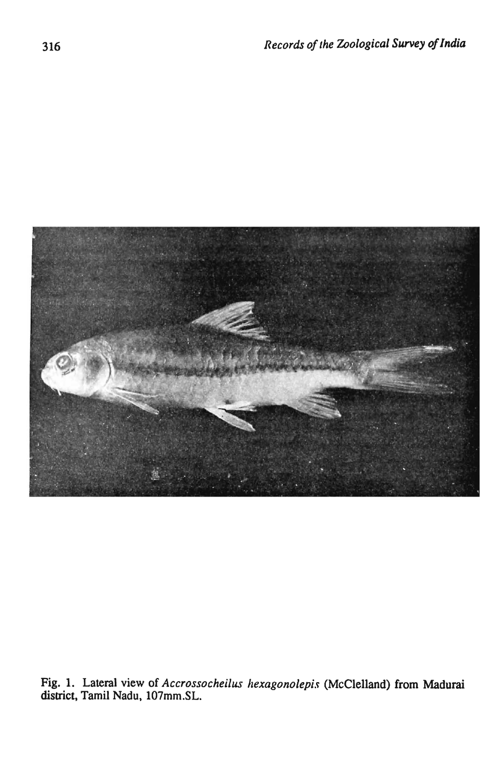Fig. 1. Lateral view of *Accrossocheilus hexagonolepis* (McClelland) from Madurai district, Tamil Nadu, 107mm.SL.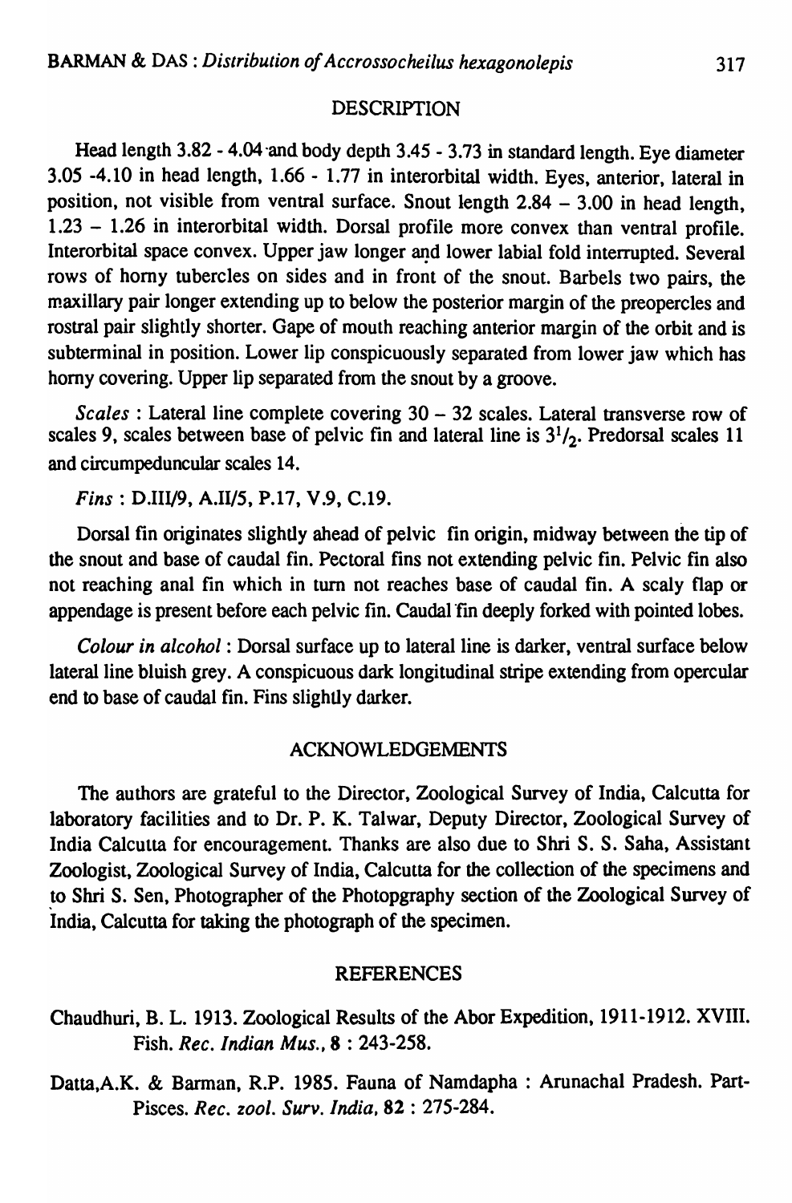## DESCRIPTION

Head length 3.82 - 4.04 and body depth 3.45 - 3.73 in standard length. Eye diameter 3.05 -4.10 in head length, 1.66 - 1.77 in interorbital width. Eyes, anterior, lateral in position, not visible from ventral surface. Snout length 2.84 – 3.00 in head length, 1.23 – 1.26 in interorbital width. Dorsal profile more convex than ventral profile. Interorbital space convex. Upper jaw longer and lower labial fold interrupted. Several rows of horny tubercles on sides and in front of the snout. Barbels two pairs, the maxillary pair longer extending up to below the posterior margin of the preopercles and rostral pair slightly shorter. Gape of mouth reaching anterior margin of the orbit and is subterminal in position. Lower lip conspicuously separated from lower jaw which has horny covering. Upper lip separated from the snout by a groove.

*Scales* : Lateral line complete covering 30 – 32 scales. Lateral transverse row of scales 9, scales between base of pelvic fin and lateral line is $3^1/_2$. Predorsal scales 11 and circumpeduncular scales 14.

*Fins* : D.III/9, A.II/5, P.17, V.9, C.19.

Dorsal fin originates slightly ahead of pelvic fin origin, midway between the tip of the snout and base of caudal fin. Pectoral fins not extending pelvic fin. Pelvic fin also not reaching anal fin which in turn not reaches base of caudal fin. A scaly flap or appendage is present before each pelvic fin. Caudal fin deeply forked with pointed lobes.

*Colour in alcohol* : Dorsal surface up to lateral line is darker, ventral surface below lateral line bluish grey. A conspicuous dark longitudinal stripe extending from opercular end to base of caudal fin. Fins slightly darker.

## ACKNOWLEDGEMENTS

The authors are grateful to the Director, Zoological Survey of India, Calcutta for laboratory facilities and to Dr. P. K. Talwar, Deputy Director, Zoological Survey of India Calcutta for encouragement. Thanks are also due to Shri S. S. Saha, Assistant Zoologist, Zoological Survey of India, Calcutta for the collection of the specimens and to Shri S. Sen, Photographer of the Photopgraphy section of the Zoological Survey of India, Calcutta for taking the photograph of the specimen.

## REFERENCES

Chaudhuri, B. L. 1913. Zoological Results of the Abor Expedition, 1911-1912. XVIII. Fish. *Rec. Indian Mus.*, **8** : 243-258.

Datta,A.K. & Barman, R.P. 1985. Fauna of Namdapha : Arunachal Pradesh. Part-Pisces. *Rec. zool. Surv. India*, **82** : 275-284.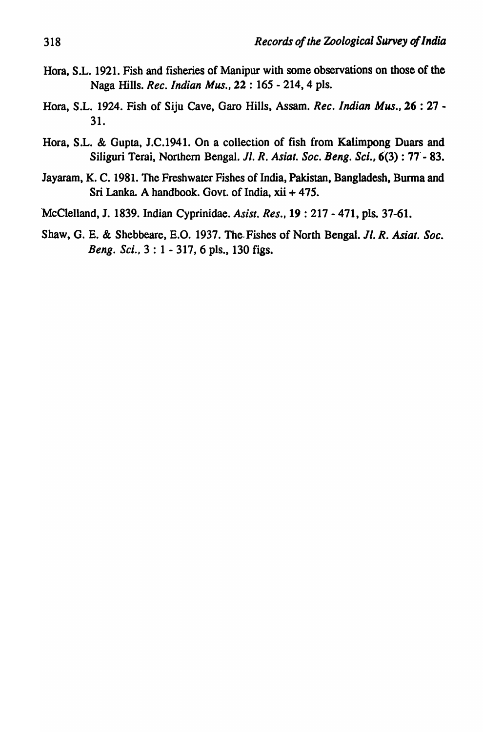Hora, S.L. 1921. Fish and fisheries of Manipur with some observations on those of the Naga Hills. *Rec. Indian Mus.*, **22** : 165 - 214, 4 pls.

Hora, S.L. 1924. Fish of Siju Cave, Garo Hills, Assam. *Rec. Indian Mus.*, **26** : 27 - 31.

Hora, S.L. & Gupta, J.C.1941. On a collection of fish from Kalimpong Duars and Siliguri Terai, Northern Bengal. *Jl. R. Asiat. Soc. Beng. Sci.*, **6**(3) : 77 - 83.

Jayaram, K. C. 1981. The Freshwater Fishes of India, Pakistan, Bangladesh, Burma and Sri Lanka. A handbook. Govt. of India, xii + 475.

McClelland, J. 1839. Indian Cyprinidae. *Asist. Res.*, **19** : 217 - 471, pls. 37-61.

Shaw, G. E. & Shebbeare, E.O. 1937. The Fishes of North Bengal. *Jl. R. Asiat. Soc. Beng. Sci.*, 3 : 1 - 317, 6 pls., 130 figs.